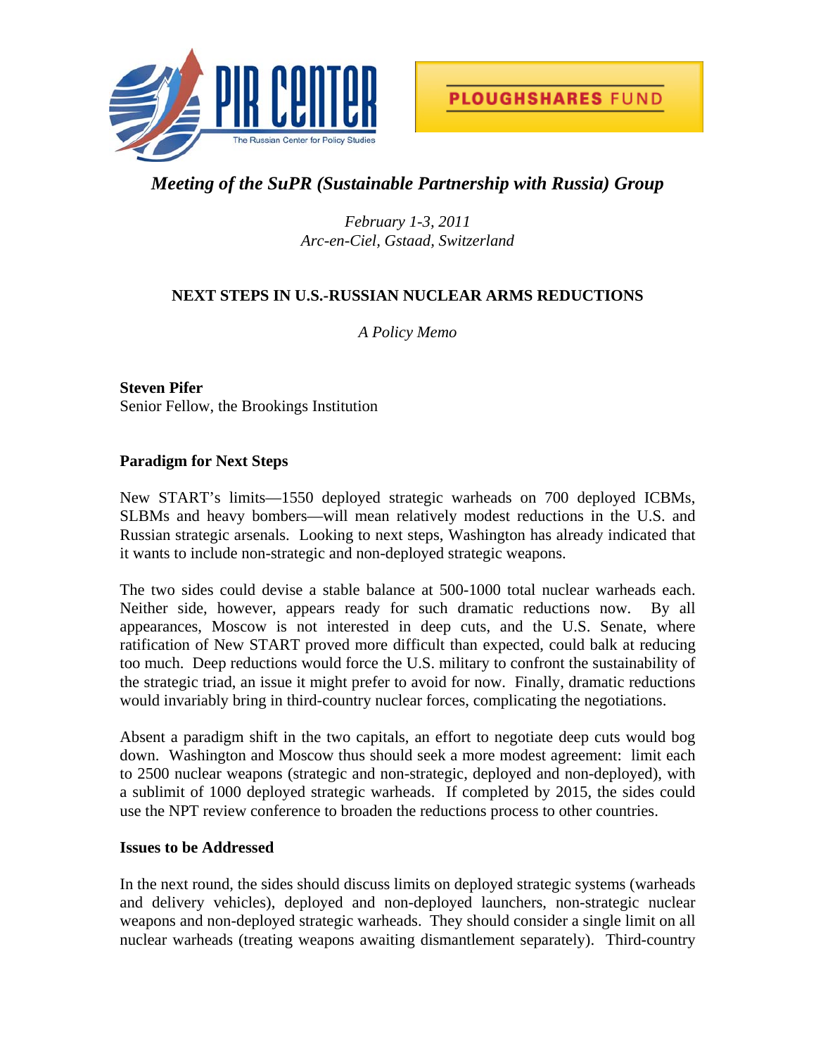PIR CENTER
The Russian Center for Policy Studies

PLOUGHSHARES FUND

*Meeting of the SuPR (Sustainable Partnership with Russia) Group*

*February 1-3, 2011*
*Arc-en-Ciel, Gstaad, Switzerland*

## NEXT STEPS IN U.S.-RUSSIAN NUCLEAR ARMS REDUCTIONS

*A Policy Memo*

**Steven Pifer**
Senior Fellow, the Brookings Institution

### Paradigm for Next Steps

New START's limits—1550 deployed strategic warheads on 700 deployed ICBMs, SLBMs and heavy bombers—will mean relatively modest reductions in the U.S. and Russian strategic arsenals. Looking to next steps, Washington has already indicated that it wants to include non-strategic and non-deployed strategic weapons.

The two sides could devise a stable balance at 500-1000 total nuclear warheads each. Neither side, however, appears ready for such dramatic reductions now. By all appearances, Moscow is not interested in deep cuts, and the U.S. Senate, where ratification of New START proved more difficult than expected, could balk at reducing too much. Deep reductions would force the U.S. military to confront the sustainability of the strategic triad, an issue it might prefer to avoid for now. Finally, dramatic reductions would invariably bring in third-country nuclear forces, complicating the negotiations.

Absent a paradigm shift in the two capitals, an effort to negotiate deep cuts would bog down. Washington and Moscow thus should seek a more modest agreement: limit each to 2500 nuclear weapons (strategic and non-strategic, deployed and non-deployed), with a sublimit of 1000 deployed strategic warheads. If completed by 2015, the sides could use the NPT review conference to broaden the reductions process to other countries.

### Issues to be Addressed

In the next round, the sides should discuss limits on deployed strategic systems (warheads and delivery vehicles), deployed and non-deployed launchers, non-strategic nuclear weapons and non-deployed strategic warheads. They should consider a single limit on all nuclear warheads (treating weapons awaiting dismantlement separately). Third-country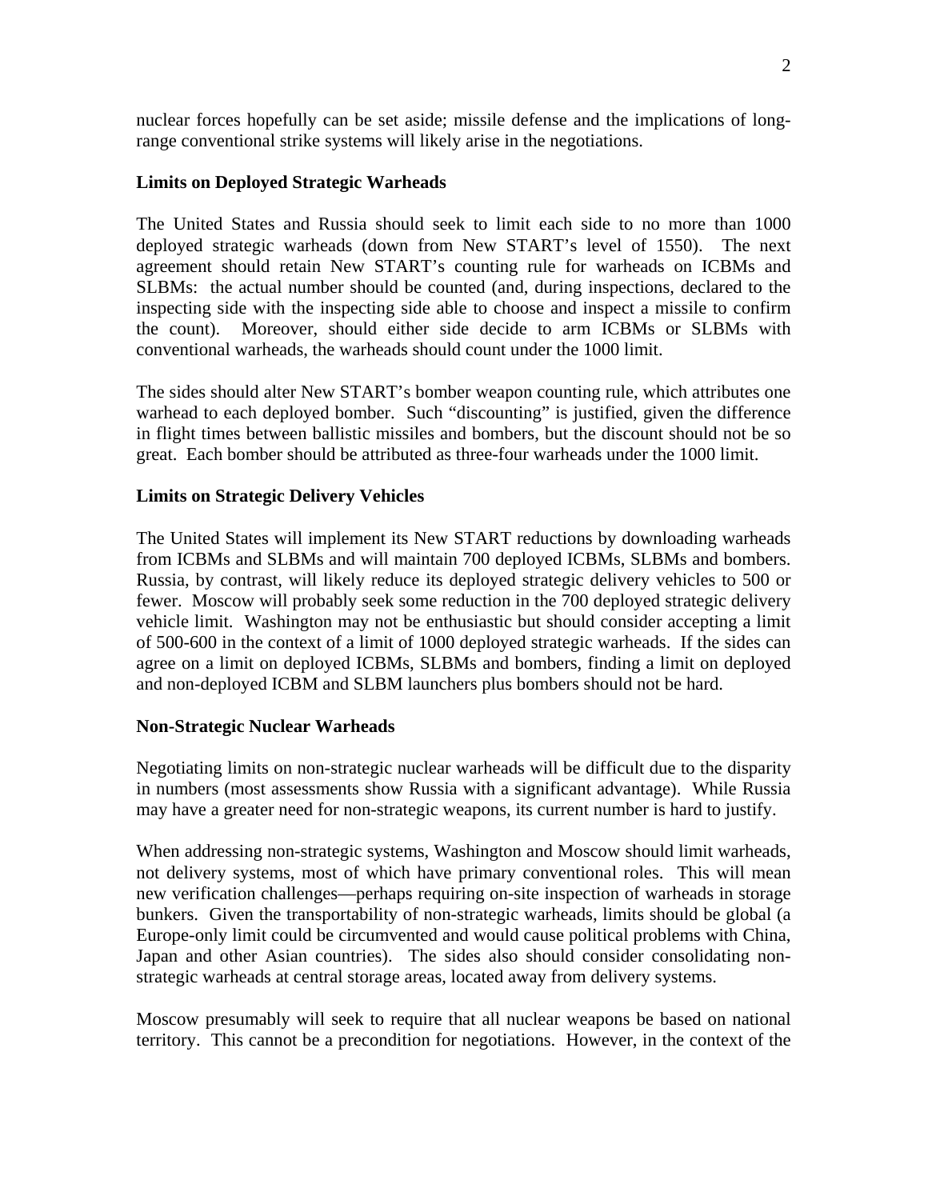nuclear forces hopefully can be set aside; missile defense and the implications of long-range conventional strike systems will likely arise in the negotiations.

### Limits on Deployed Strategic Warheads

The United States and Russia should seek to limit each side to no more than 1000 deployed strategic warheads (down from New START's level of 1550). The next agreement should retain New START's counting rule for warheads on ICBMs and SLBMs: the actual number should be counted (and, during inspections, declared to the inspecting side with the inspecting side able to choose and inspect a missile to confirm the count). Moreover, should either side decide to arm ICBMs or SLBMs with conventional warheads, the warheads should count under the 1000 limit.

The sides should alter New START's bomber weapon counting rule, which attributes one warhead to each deployed bomber. Such "discounting" is justified, given the difference in flight times between ballistic missiles and bombers, but the discount should not be so great. Each bomber should be attributed as three-four warheads under the 1000 limit.

### Limits on Strategic Delivery Vehicles

The United States will implement its New START reductions by downloading warheads from ICBMs and SLBMs and will maintain 700 deployed ICBMs, SLBMs and bombers. Russia, by contrast, will likely reduce its deployed strategic delivery vehicles to 500 or fewer. Moscow will probably seek some reduction in the 700 deployed strategic delivery vehicle limit. Washington may not be enthusiastic but should consider accepting a limit of 500-600 in the context of a limit of 1000 deployed strategic warheads. If the sides can agree on a limit on deployed ICBMs, SLBMs and bombers, finding a limit on deployed and non-deployed ICBM and SLBM launchers plus bombers should not be hard.

### Non-Strategic Nuclear Warheads

Negotiating limits on non-strategic nuclear warheads will be difficult due to the disparity in numbers (most assessments show Russia with a significant advantage). While Russia may have a greater need for non-strategic weapons, its current number is hard to justify.

When addressing non-strategic systems, Washington and Moscow should limit warheads, not delivery systems, most of which have primary conventional roles. This will mean new verification challenges—perhaps requiring on-site inspection of warheads in storage bunkers. Given the transportability of non-strategic warheads, limits should be global (a Europe-only limit could be circumvented and would cause political problems with China, Japan and other Asian countries). The sides also should consider consolidating non-strategic warheads at central storage areas, located away from delivery systems.

Moscow presumably will seek to require that all nuclear weapons be based on national territory. This cannot be a precondition for negotiations. However, in the context of the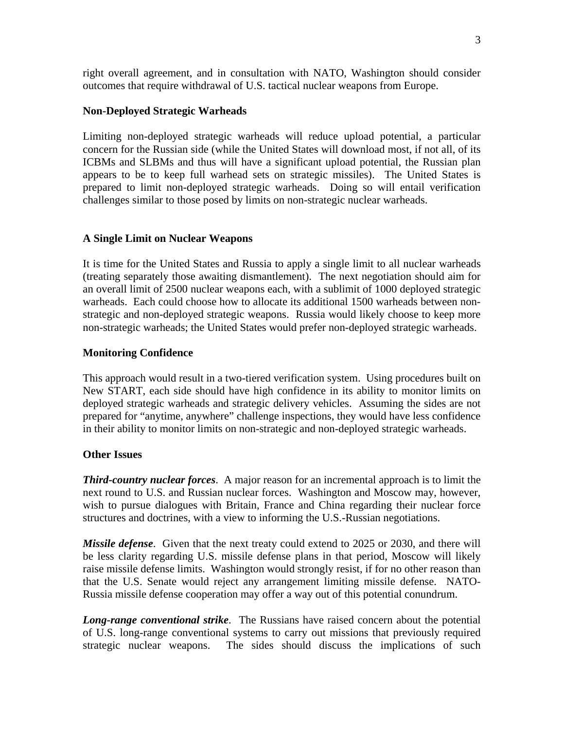right overall agreement, and in consultation with NATO, Washington should consider outcomes that require withdrawal of U.S. tactical nuclear weapons from Europe.

**Non-Deployed Strategic Warheads**

Limiting non-deployed strategic warheads will reduce upload potential, a particular concern for the Russian side (while the United States will download most, if not all, of its ICBMs and SLBMs and thus will have a significant upload potential, the Russian plan appears to be to keep full warhead sets on strategic missiles). The United States is prepared to limit non-deployed strategic warheads. Doing so will entail verification challenges similar to those posed by limits on non-strategic nuclear warheads.

**A Single Limit on Nuclear Weapons**

It is time for the United States and Russia to apply a single limit to all nuclear warheads (treating separately those awaiting dismantlement). The next negotiation should aim for an overall limit of 2500 nuclear weapons each, with a sublimit of 1000 deployed strategic warheads. Each could choose how to allocate its additional 1500 warheads between non-strategic and non-deployed strategic weapons. Russia would likely choose to keep more non-strategic warheads; the United States would prefer non-deployed strategic warheads.

**Monitoring Confidence**

This approach would result in a two-tiered verification system. Using procedures built on New START, each side should have high confidence in its ability to monitor limits on deployed strategic warheads and strategic delivery vehicles. Assuming the sides are not prepared for "anytime, anywhere" challenge inspections, they would have less confidence in their ability to monitor limits on non-strategic and non-deployed strategic warheads.

**Other Issues**

***Third-country nuclear forces***. A major reason for an incremental approach is to limit the next round to U.S. and Russian nuclear forces. Washington and Moscow may, however, wish to pursue dialogues with Britain, France and China regarding their nuclear force structures and doctrines, with a view to informing the U.S.-Russian negotiations.

***Missile defense***. Given that the next treaty could extend to 2025 or 2030, and there will be less clarity regarding U.S. missile defense plans in that period, Moscow will likely raise missile defense limits. Washington would strongly resist, if for no other reason than that the U.S. Senate would reject any arrangement limiting missile defense. NATO-Russia missile defense cooperation may offer a way out of this potential conundrum.

***Long-range conventional strike***. The Russians have raised concern about the potential of U.S. long-range conventional systems to carry out missions that previously required strategic nuclear weapons. The sides should discuss the implications of such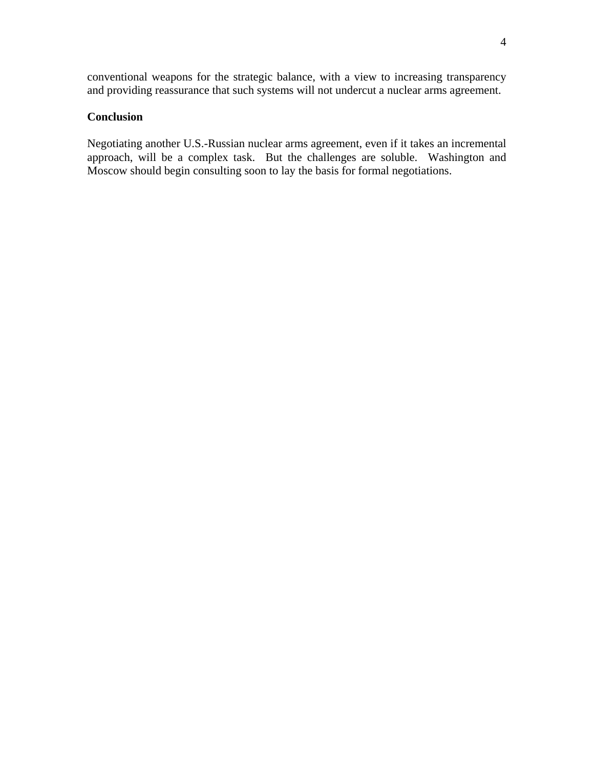conventional weapons for the strategic balance, with a view to increasing transparency and providing reassurance that such systems will not undercut a nuclear arms agreement.

## Conclusion

Negotiating another U.S.-Russian nuclear arms agreement, even if it takes an incremental approach, will be a complex task. But the challenges are soluble. Washington and Moscow should begin consulting soon to lay the basis for formal negotiations.